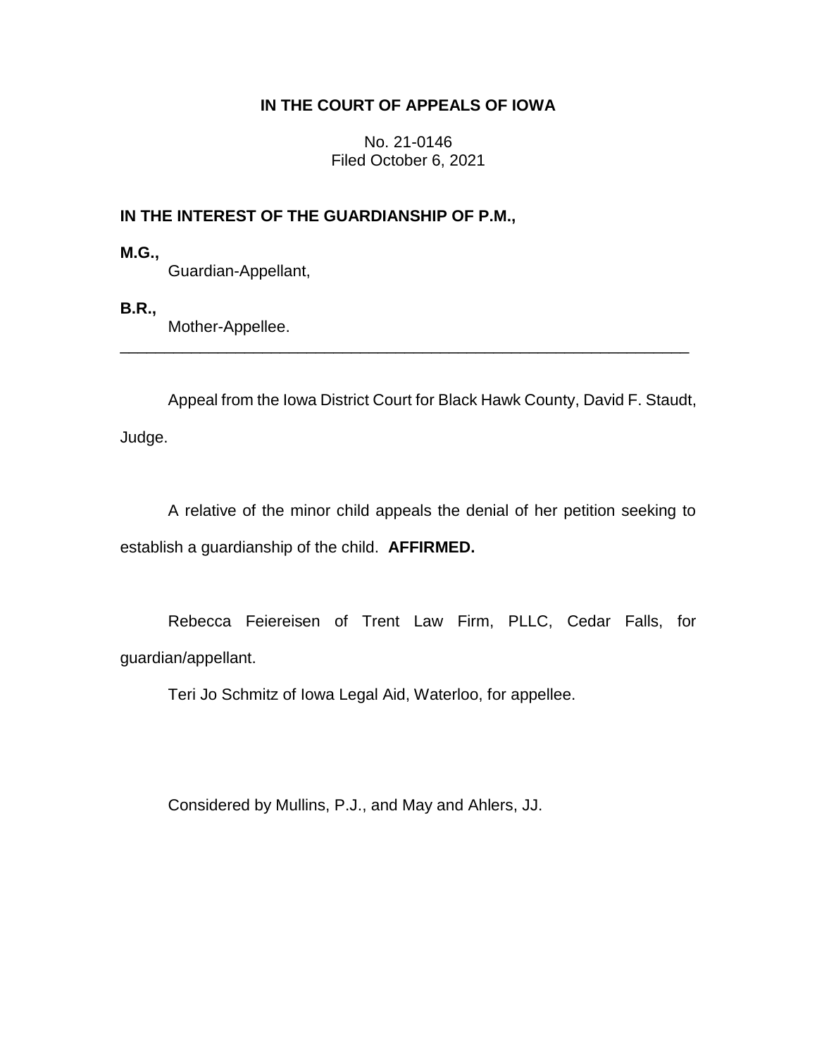**IN THE COURT OF APPEALS OF IOWA**

No. 21-0146
Filed October 6, 2021

**IN THE INTEREST OF THE GUARDIANSHIP OF P.M.,**

**M.G.,**
Guardian-Appellant,

**B.R.,**
Mother-Appellee.

---

Appeal from the Iowa District Court for Black Hawk County, David F. Staudt, Judge.

A relative of the minor child appeals the denial of her petition seeking to establish a guardianship of the child. **AFFIRMED.**

Rebecca Feiereisen of Trent Law Firm, PLLC, Cedar Falls, for guardian/appellant.

Teri Jo Schmitz of Iowa Legal Aid, Waterloo, for appellee.

Considered by Mullins, P.J., and May and Ahlers, JJ.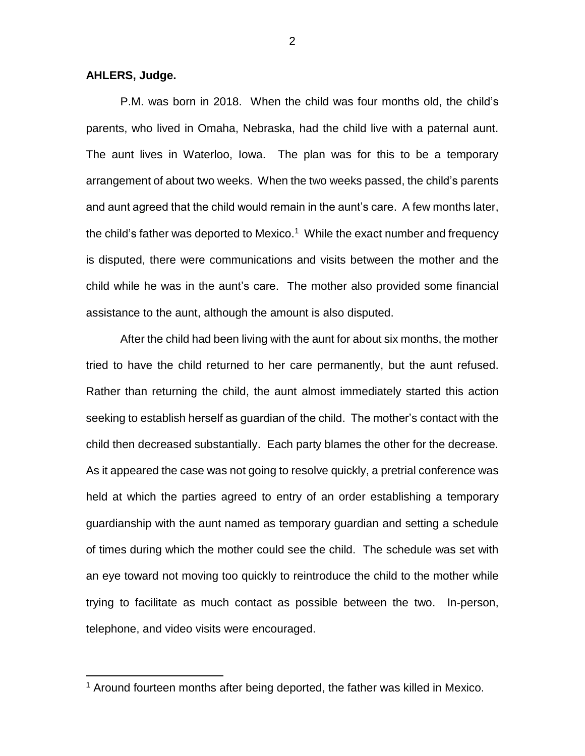**AHLERS, Judge.**

P.M. was born in 2018. When the child was four months old, the child's parents, who lived in Omaha, Nebraska, had the child live with a paternal aunt. The aunt lives in Waterloo, Iowa. The plan was for this to be a temporary arrangement of about two weeks. When the two weeks passed, the child's parents and aunt agreed that the child would remain in the aunt's care. A few months later, the child's father was deported to Mexico.[1] While the exact number and frequency is disputed, there were communications and visits between the mother and the child while he was in the aunt's care. The mother also provided some financial assistance to the aunt, although the amount is also disputed.

After the child had been living with the aunt for about six months, the mother tried to have the child returned to her care permanently, but the aunt refused. Rather than returning the child, the aunt almost immediately started this action seeking to establish herself as guardian of the child. The mother's contact with the child then decreased substantially. Each party blames the other for the decrease. As it appeared the case was not going to resolve quickly, a pretrial conference was held at which the parties agreed to entry of an order establishing a temporary guardianship with the aunt named as temporary guardian and setting a schedule of times during which the mother could see the child. The schedule was set with an eye toward not moving too quickly to reintroduce the child to the mother while trying to facilitate as much contact as possible between the two. In-person, telephone, and video visits were encouraged.

[1] Around fourteen months after being deported, the father was killed in Mexico.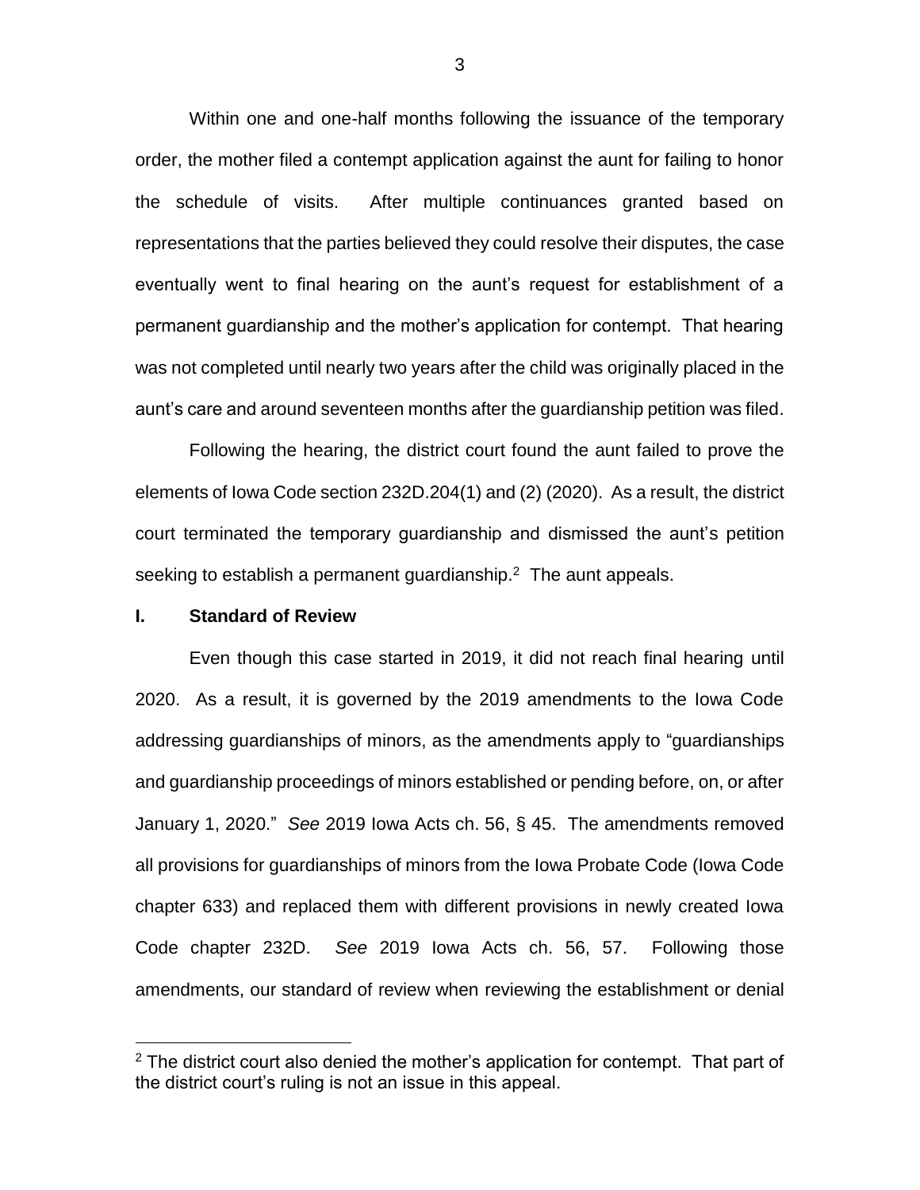Within one and one-half months following the issuance of the temporary order, the mother filed a contempt application against the aunt for failing to honor the schedule of visits. After multiple continuances granted based on representations that the parties believed they could resolve their disputes, the case eventually went to final hearing on the aunt's request for establishment of a permanent guardianship and the mother's application for contempt. That hearing was not completed until nearly two years after the child was originally placed in the aunt's care and around seventeen months after the guardianship petition was filed.

Following the hearing, the district court found the aunt failed to prove the elements of Iowa Code section 232D.204(1) and (2) (2020). As a result, the district court terminated the temporary guardianship and dismissed the aunt's petition seeking to establish a permanent guardianship.[2] The aunt appeals.

## I. Standard of Review

Even though this case started in 2019, it did not reach final hearing until 2020. As a result, it is governed by the 2019 amendments to the Iowa Code addressing guardianships of minors, as the amendments apply to "guardianships and guardianship proceedings of minors established or pending before, on, or after January 1, 2020." *See* 2019 Iowa Acts ch. 56, § 45. The amendments removed all provisions for guardianships of minors from the Iowa Probate Code (Iowa Code chapter 633) and replaced them with different provisions in newly created Iowa Code chapter 232D. *See* 2019 Iowa Acts ch. 56, 57. Following those amendments, our standard of review when reviewing the establishment or denial

[2] The district court also denied the mother's application for contempt. That part of the district court's ruling is not an issue in this appeal.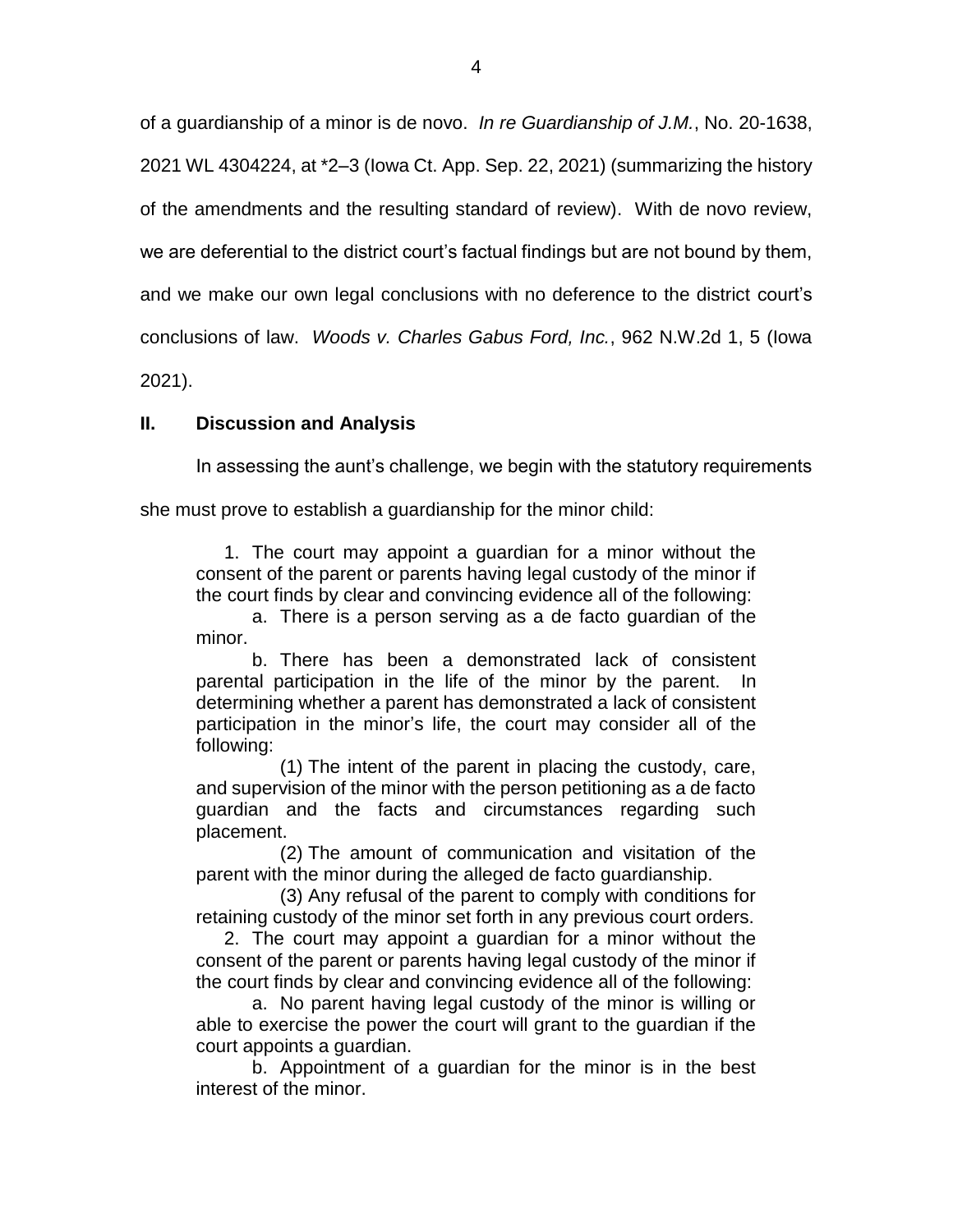of a guardianship of a minor is de novo. *In re Guardianship of J.M.*, No. 20-1638, 2021 WL 4304224, at *2–3 (Iowa Ct. App. Sep. 22, 2021) (summarizing the history of the amendments and the resulting standard of review). With de novo review, we are deferential to the district court's factual findings but are not bound by them, and we make our own legal conclusions with no deference to the district court's conclusions of law. *Woods v. Charles Gabus Ford, Inc.*, 962 N.W.2d 1, 5 (Iowa 2021).

## II. Discussion and Analysis

In assessing the aunt's challenge, we begin with the statutory requirements she must prove to establish a guardianship for the minor child:

> 1. The court may appoint a guardian for a minor without the consent of the parent or parents having legal custody of the minor if the court finds by clear and convincing evidence all of the following:
>
> a. There is a person serving as a de facto guardian of the minor.
>
> b. There has been a demonstrated lack of consistent parental participation in the life of the minor by the parent. In determining whether a parent has demonstrated a lack of consistent participation in the minor's life, the court may consider all of the following:
>
> (1) The intent of the parent in placing the custody, care, and supervision of the minor with the person petitioning as a de facto guardian and the facts and circumstances regarding such placement.
>
> (2) The amount of communication and visitation of the parent with the minor during the alleged de facto guardianship.
>
> (3) Any refusal of the parent to comply with conditions for retaining custody of the minor set forth in any previous court orders.
>
> 2. The court may appoint a guardian for a minor without the consent of the parent or parents having legal custody of the minor if the court finds by clear and convincing evidence all of the following:
>
> a. No parent having legal custody of the minor is willing or able to exercise the power the court will grant to the guardian if the court appoints a guardian.
>
> b. Appointment of a guardian for the minor is in the best interest of the minor.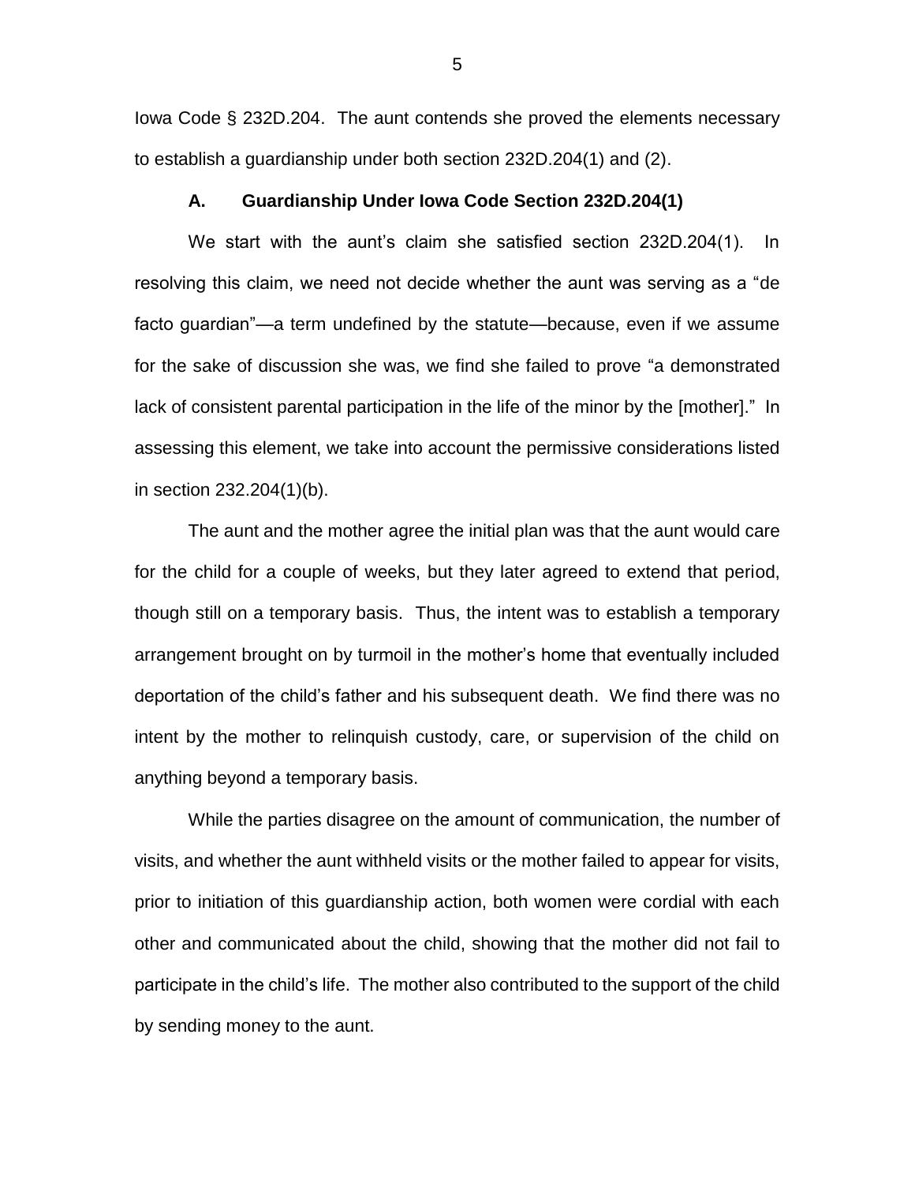Iowa Code § 232D.204. The aunt contends she proved the elements necessary to establish a guardianship under both section 232D.204(1) and (2).

### A. Guardianship Under Iowa Code Section 232D.204(1)

We start with the aunt's claim she satisfied section 232D.204(1). In resolving this claim, we need not decide whether the aunt was serving as a "de facto guardian"—a term undefined by the statute—because, even if we assume for the sake of discussion she was, we find she failed to prove "a demonstrated lack of consistent parental participation in the life of the minor by the [mother]." In assessing this element, we take into account the permissive considerations listed in section 232.204(1)(b).

The aunt and the mother agree the initial plan was that the aunt would care for the child for a couple of weeks, but they later agreed to extend that period, though still on a temporary basis. Thus, the intent was to establish a temporary arrangement brought on by turmoil in the mother's home that eventually included deportation of the child's father and his subsequent death. We find there was no intent by the mother to relinquish custody, care, or supervision of the child on anything beyond a temporary basis.

While the parties disagree on the amount of communication, the number of visits, and whether the aunt withheld visits or the mother failed to appear for visits, prior to initiation of this guardianship action, both women were cordial with each other and communicated about the child, showing that the mother did not fail to participate in the child's life. The mother also contributed to the support of the child by sending money to the aunt.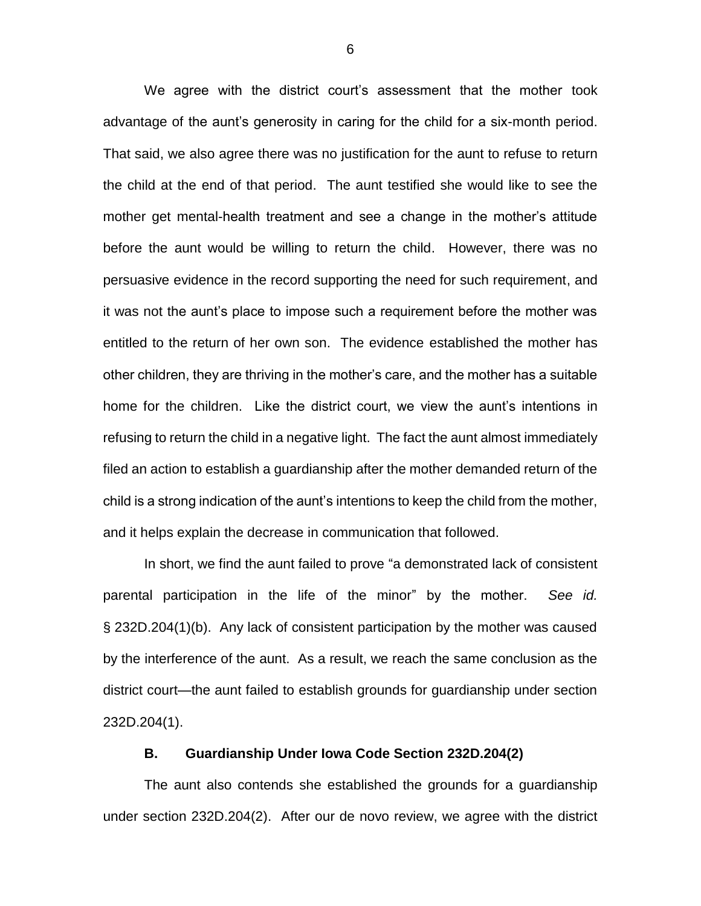We agree with the district court's assessment that the mother took advantage of the aunt's generosity in caring for the child for a six-month period. That said, we also agree there was no justification for the aunt to refuse to return the child at the end of that period. The aunt testified she would like to see the mother get mental-health treatment and see a change in the mother's attitude before the aunt would be willing to return the child. However, there was no persuasive evidence in the record supporting the need for such requirement, and it was not the aunt's place to impose such a requirement before the mother was entitled to the return of her own son. The evidence established the mother has other children, they are thriving in the mother's care, and the mother has a suitable home for the children. Like the district court, we view the aunt's intentions in refusing to return the child in a negative light. The fact the aunt almost immediately filed an action to establish a guardianship after the mother demanded return of the child is a strong indication of the aunt's intentions to keep the child from the mother, and it helps explain the decrease in communication that followed.

In short, we find the aunt failed to prove "a demonstrated lack of consistent parental participation in the life of the minor" by the mother. *See id.* § 232D.204(1)(b). Any lack of consistent participation by the mother was caused by the interference of the aunt. As a result, we reach the same conclusion as the district court—the aunt failed to establish grounds for guardianship under section 232D.204(1).

### B. Guardianship Under Iowa Code Section 232D.204(2)

The aunt also contends she established the grounds for a guardianship under section 232D.204(2). After our de novo review, we agree with the district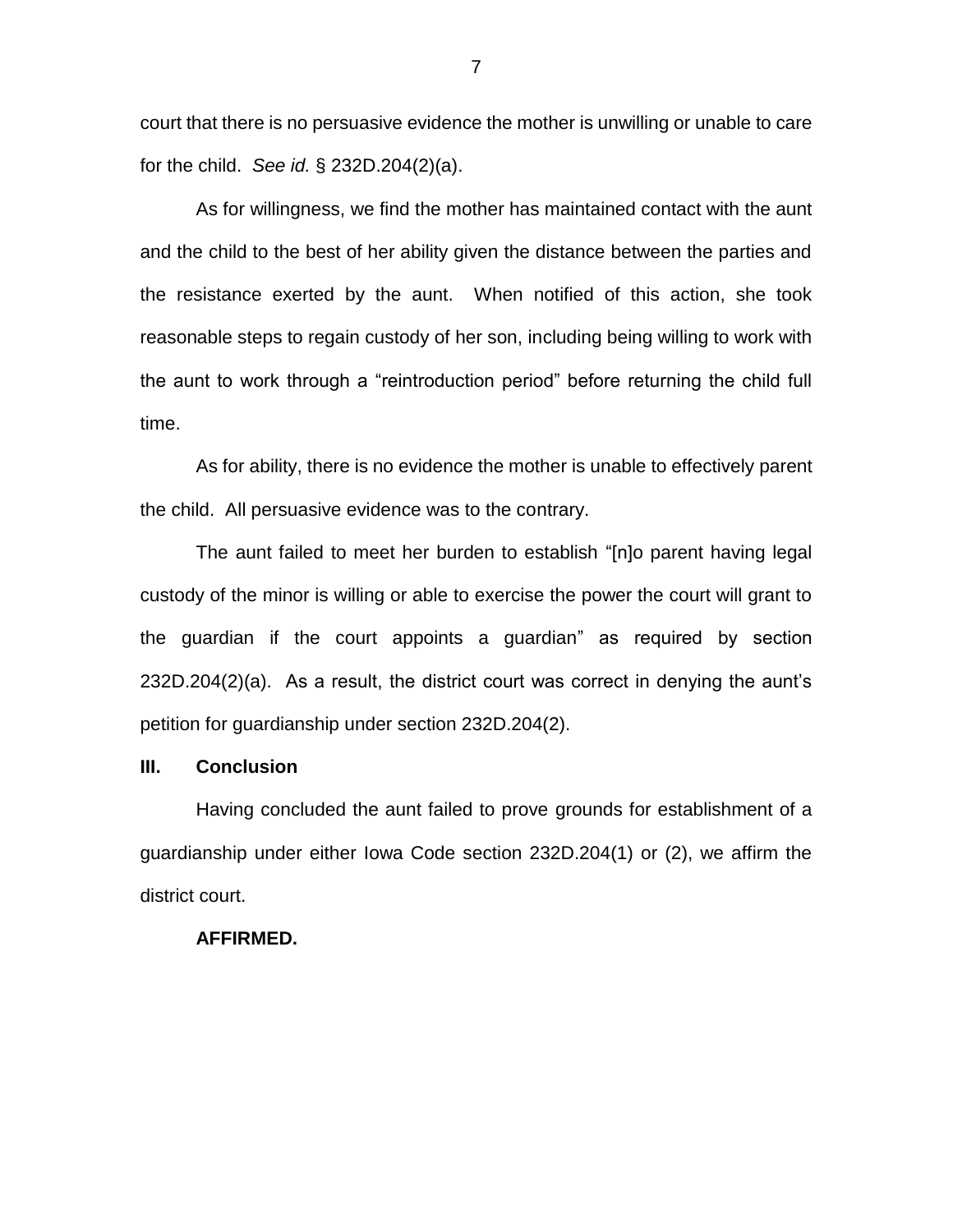court that there is no persuasive evidence the mother is unwilling or unable to care for the child. *See id.* § 232D.204(2)(a).

As for willingness, we find the mother has maintained contact with the aunt and the child to the best of her ability given the distance between the parties and the resistance exerted by the aunt. When notified of this action, she took reasonable steps to regain custody of her son, including being willing to work with the aunt to work through a "reintroduction period" before returning the child full time.

As for ability, there is no evidence the mother is unable to effectively parent the child. All persuasive evidence was to the contrary.

The aunt failed to meet her burden to establish "[n]o parent having legal custody of the minor is willing or able to exercise the power the court will grant to the guardian if the court appoints a guardian" as required by section 232D.204(2)(a). As a result, the district court was correct in denying the aunt's petition for guardianship under section 232D.204(2).

## III. Conclusion

Having concluded the aunt failed to prove grounds for establishment of a guardianship under either Iowa Code section 232D.204(1) or (2), we affirm the district court.

**AFFIRMED.**